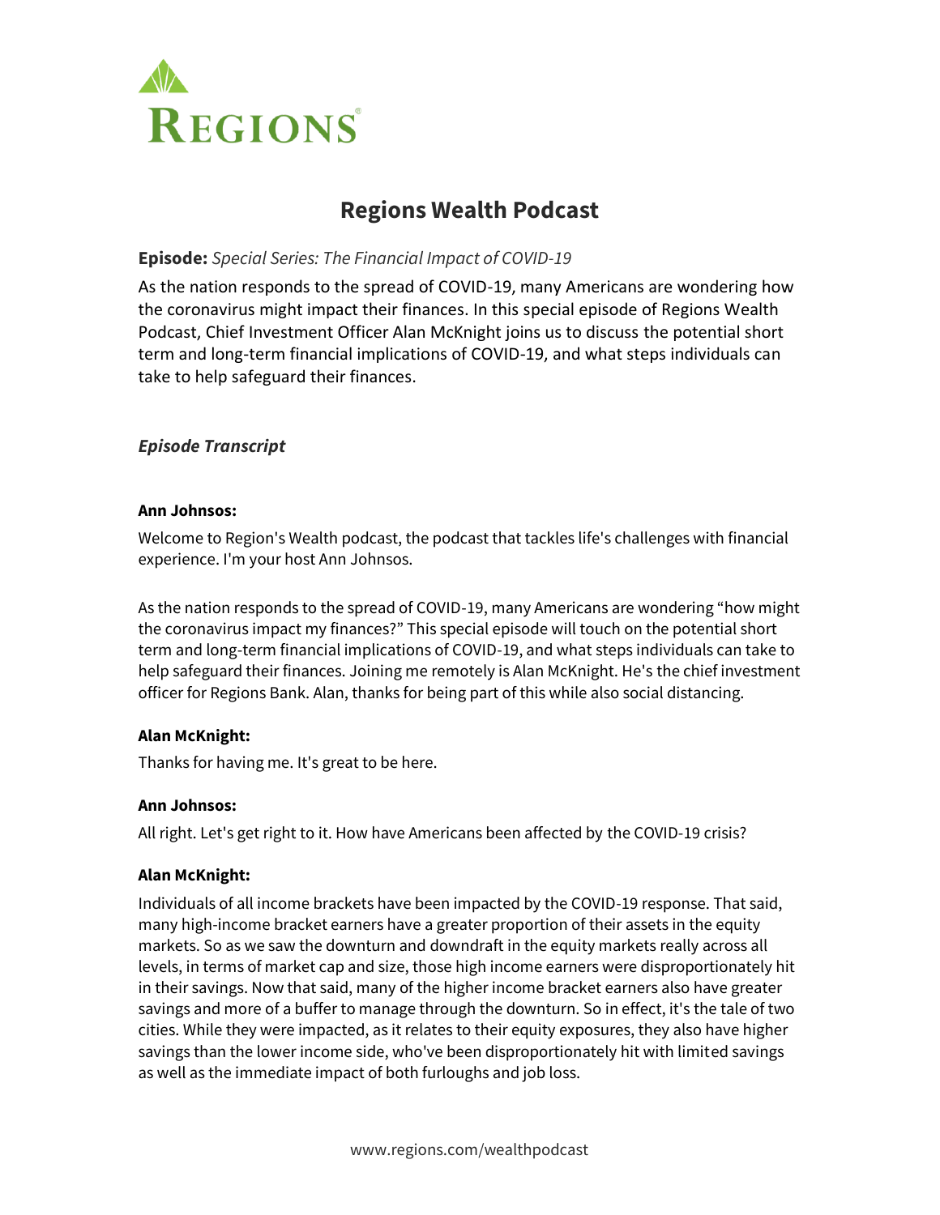# Regions Wealth Podcast

**Episode:** *Special Series: The Financial Impact of COVID-19*

As the nation responds to the spread of COVID-19, many Americans are wondering how the coronavirus might impact their finances. In this special episode of Regions Wealth Podcast, Chief Investment Officer Alan McKnight joins us to discuss the potential short term and long-term financial implications of COVID-19, and what steps individuals can take to help safeguard their finances.

### *Episode Transcript*

**Ann Johnsos:**

Welcome to Region's Wealth podcast, the podcast that tackles life's challenges with financial experience. I'm your host Ann Johnsos.

As the nation responds to the spread of COVID-19, many Americans are wondering "how might the coronavirus impact my finances?" This special episode will touch on the potential short term and long-term financial implications of COVID-19, and what steps individuals can take to help safeguard their finances. Joining me remotely is Alan McKnight. He's the chief investment officer for Regions Bank. Alan, thanks for being part of this while also social distancing.

**Alan McKnight:**

Thanks for having me. It's great to be here.

**Ann Johnsos:**

All right. Let's get right to it. How have Americans been affected by the COVID-19 crisis?

**Alan McKnight:**

Individuals of all income brackets have been impacted by the COVID-19 response. That said, many high-income bracket earners have a greater proportion of their assets in the equity markets. So as we saw the downturn and downdraft in the equity markets really across all levels, in terms of market cap and size, those high income earners were disproportionately hit in their savings. Now that said, many of the higher income bracket earners also have greater savings and more of a buffer to manage through the downturn. So in effect, it's the tale of two cities. While they were impacted, as it relates to their equity exposures, they also have higher savings than the lower income side, who've been disproportionately hit with limited savings as well as the immediate impact of both furloughs and job loss.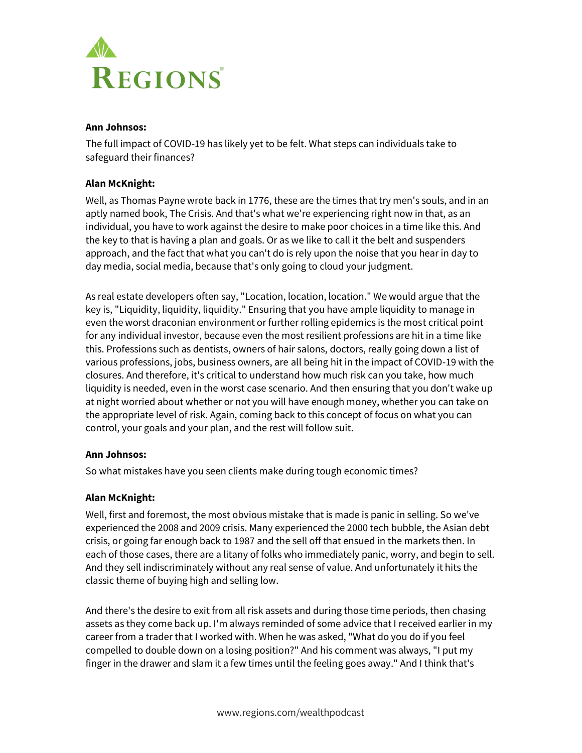**Ann Johnsos:**

The full impact of COVID-19 has likely yet to be felt. What steps can individuals take to safeguard their finances?

**Alan McKnight:**

Well, as Thomas Payne wrote back in 1776, these are the times that try men's souls, and in an aptly named book, The Crisis. And that's what we're experiencing right now in that, as an individual, you have to work against the desire to make poor choices in a time like this. And the key to that is having a plan and goals. Or as we like to call it the belt and suspenders approach, and the fact that what you can't do is rely upon the noise that you hear in day to day media, social media, because that's only going to cloud your judgment.

As real estate developers often say, "Location, location, location." We would argue that the key is, "Liquidity, liquidity, liquidity." Ensuring that you have ample liquidity to manage in even the worst draconian environment or further rolling epidemics is the most critical point for any individual investor, because even the most resilient professions are hit in a time like this. Professions such as dentists, owners of hair salons, doctors, really going down a list of various professions, jobs, business owners, are all being hit in the impact of COVID-19 with the closures. And therefore, it's critical to understand how much risk can you take, how much liquidity is needed, even in the worst case scenario. And then ensuring that you don't wake up at night worried about whether or not you will have enough money, whether you can take on the appropriate level of risk. Again, coming back to this concept of focus on what you can control, your goals and your plan, and the rest will follow suit.

**Ann Johnsos:**

So what mistakes have you seen clients make during tough economic times?

**Alan McKnight:**

Well, first and foremost, the most obvious mistake that is made is panic in selling. So we've experienced the 2008 and 2009 crisis. Many experienced the 2000 tech bubble, the Asian debt crisis, or going far enough back to 1987 and the sell off that ensued in the markets then. In each of those cases, there are a litany of folks who immediately panic, worry, and begin to sell. And they sell indiscriminately without any real sense of value. And unfortunately it hits the classic theme of buying high and selling low.

And there's the desire to exit from all risk assets and during those time periods, then chasing assets as they come back up. I'm always reminded of some advice that I received earlier in my career from a trader that I worked with. When he was asked, "What do you do if you feel compelled to double down on a losing position?" And his comment was always, "I put my finger in the drawer and slam it a few times until the feeling goes away." And I think that's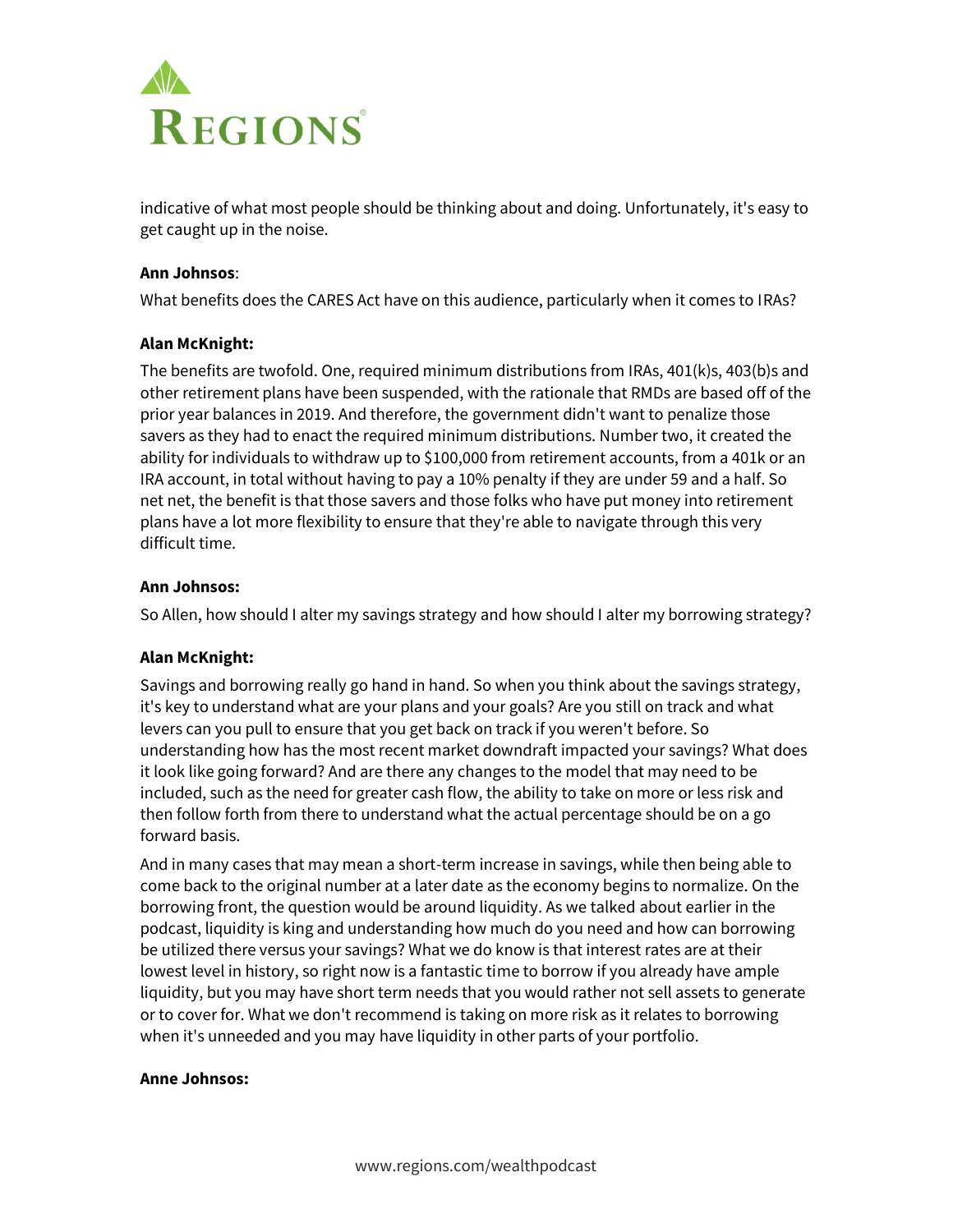indicative of what most people should be thinking about and doing. Unfortunately, it's easy to get caught up in the noise.

**Ann Johnsos**:

What benefits does the CARES Act have on this audience, particularly when it comes to IRAs?

**Alan McKnight:**

The benefits are twofold. One, required minimum distributions from IRAs, 401(k)s, 403(b)s and other retirement plans have been suspended, with the rationale that RMDs are based off of the prior year balances in 2019. And therefore, the government didn't want to penalize those savers as they had to enact the required minimum distributions. Number two, it created the ability for individuals to withdraw up to $100,000 from retirement accounts, from a 401k or an IRA account, in total without having to pay a 10% penalty if they are under 59 and a half. So net net, the benefit is that those savers and those folks who have put money into retirement plans have a lot more flexibility to ensure that they're able to navigate through this very difficult time.

**Ann Johnsos:**

So Allen, how should I alter my savings strategy and how should I alter my borrowing strategy?

**Alan McKnight:**

Savings and borrowing really go hand in hand. So when you think about the savings strategy, it's key to understand what are your plans and your goals? Are you still on track and what levers can you pull to ensure that you get back on track if you weren't before. So understanding how has the most recent market downdraft impacted your savings? What does it look like going forward? And are there any changes to the model that may need to be included, such as the need for greater cash flow, the ability to take on more or less risk and then follow forth from there to understand what the actual percentage should be on a go forward basis.

And in many cases that may mean a short-term increase in savings, while then being able to come back to the original number at a later date as the economy begins to normalize. On the borrowing front, the question would be around liquidity. As we talked about earlier in the podcast, liquidity is king and understanding how much do you need and how can borrowing be utilized there versus your savings? What we do know is that interest rates are at their lowest level in history, so right now is a fantastic time to borrow if you already have ample liquidity, but you may have short term needs that you would rather not sell assets to generate or to cover for. What we don't recommend is taking on more risk as it relates to borrowing when it's unneeded and you may have liquidity in other parts of your portfolio.

**Anne Johnsos:**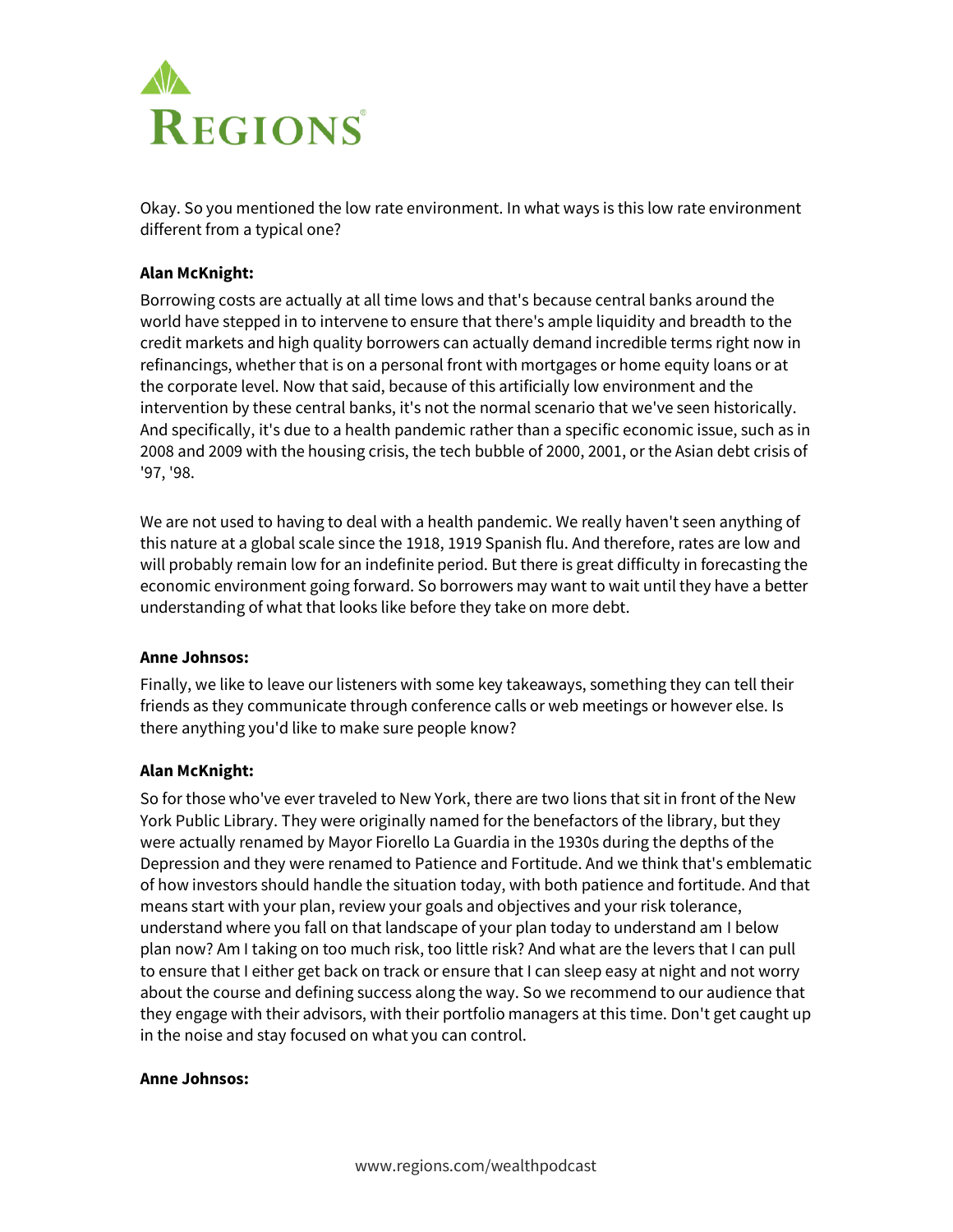Okay. So you mentioned the low rate environment. In what ways is this low rate environment different from a typical one?

**Alan McKnight:**

Borrowing costs are actually at all time lows and that's because central banks around the world have stepped in to intervene to ensure that there's ample liquidity and breadth to the credit markets and high quality borrowers can actually demand incredible terms right now in refinancings, whether that is on a personal front with mortgages or home equity loans or at the corporate level. Now that said, because of this artificially low environment and the intervention by these central banks, it's not the normal scenario that we've seen historically. And specifically, it's due to a health pandemic rather than a specific economic issue, such as in 2008 and 2009 with the housing crisis, the tech bubble of 2000, 2001, or the Asian debt crisis of '97, '98.

We are not used to having to deal with a health pandemic. We really haven't seen anything of this nature at a global scale since the 1918, 1919 Spanish flu. And therefore, rates are low and will probably remain low for an indefinite period. But there is great difficulty in forecasting the economic environment going forward. So borrowers may want to wait until they have a better understanding of what that looks like before they take on more debt.

**Anne Johnsos:**

Finally, we like to leave our listeners with some key takeaways, something they can tell their friends as they communicate through conference calls or web meetings or however else. Is there anything you'd like to make sure people know?

**Alan McKnight:**

So for those who've ever traveled to New York, there are two lions that sit in front of the New York Public Library. They were originally named for the benefactors of the library, but they were actually renamed by Mayor Fiorello La Guardia in the 1930s during the depths of the Depression and they were renamed to Patience and Fortitude. And we think that's emblematic of how investors should handle the situation today, with both patience and fortitude. And that means start with your plan, review your goals and objectives and your risk tolerance, understand where you fall on that landscape of your plan today to understand am I below plan now? Am I taking on too much risk, too little risk? And what are the levers that I can pull to ensure that I either get back on track or ensure that I can sleep easy at night and not worry about the course and defining success along the way. So we recommend to our audience that they engage with their advisors, with their portfolio managers at this time. Don't get caught up in the noise and stay focused on what you can control.

**Anne Johnsos:**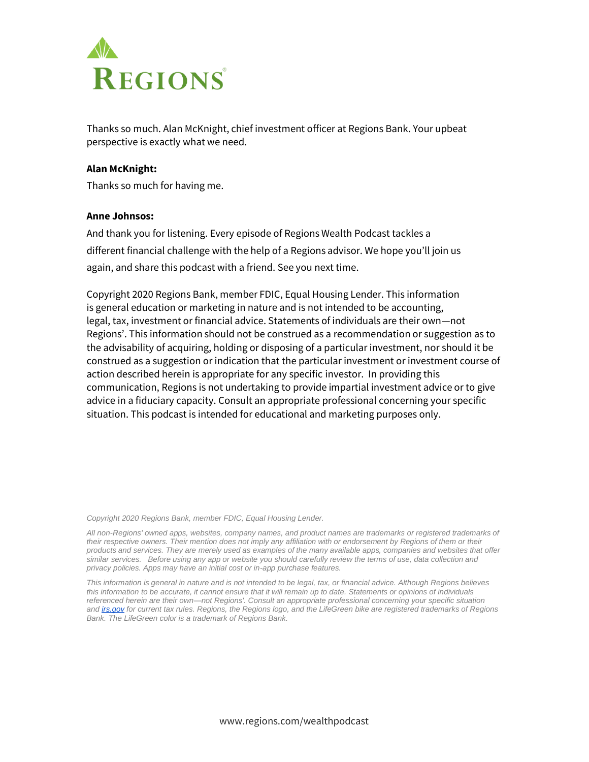Thanks so much. Alan McKnight, chief investment officer at Regions Bank. Your upbeat perspective is exactly what we need.

**Alan McKnight:**

Thanks so much for having me.

**Anne Johnsos:**

And thank you for listening. Every episode of Regions Wealth Podcast tackles a different financial challenge with the help of a Regions advisor. We hope you'll join us again, and share this podcast with a friend. See you next time.

Copyright 2020 Regions Bank, member FDIC, Equal Housing Lender. This information is general education or marketing in nature and is not intended to be accounting, legal, tax, investment or financial advice. Statements of individuals are their own—not Regions'. This information should not be construed as a recommendation or suggestion as to the advisability of acquiring, holding or disposing of a particular investment, nor should it be construed as a suggestion or indication that the particular investment or investment course of action described herein is appropriate for any specific investor. In providing this communication, Regions is not undertaking to provide impartial investment advice or to give advice in a fiduciary capacity. Consult an appropriate professional concerning your specific situation. This podcast is intended for educational and marketing purposes only.

*Copyright 2020 Regions Bank, member FDIC, Equal Housing Lender.*

*All non-Regions' owned apps, websites, company names, and product names are trademarks or registered trademarks of their respective owners. Their mention does not imply any affiliation with or endorsement by Regions of them or their products and services. They are merely used as examples of the many available apps, companies and websites that offer similar services. Before using any app or website you should carefully review the terms of use, data collection and privacy policies. Apps may have an initial cost or in-app purchase features.*

*This information is general in nature and is not intended to be legal, tax, or financial advice. Although Regions believes this information to be accurate, it cannot ensure that it will remain up to date. Statements or opinions of individuals referenced herein are their own—not Regions'. Consult an appropriate professional concerning your specific situation and irs.gov for current tax rules. Regions, the Regions logo, and the LifeGreen bike are registered trademarks of Regions Bank. The LifeGreen color is a trademark of Regions Bank.*